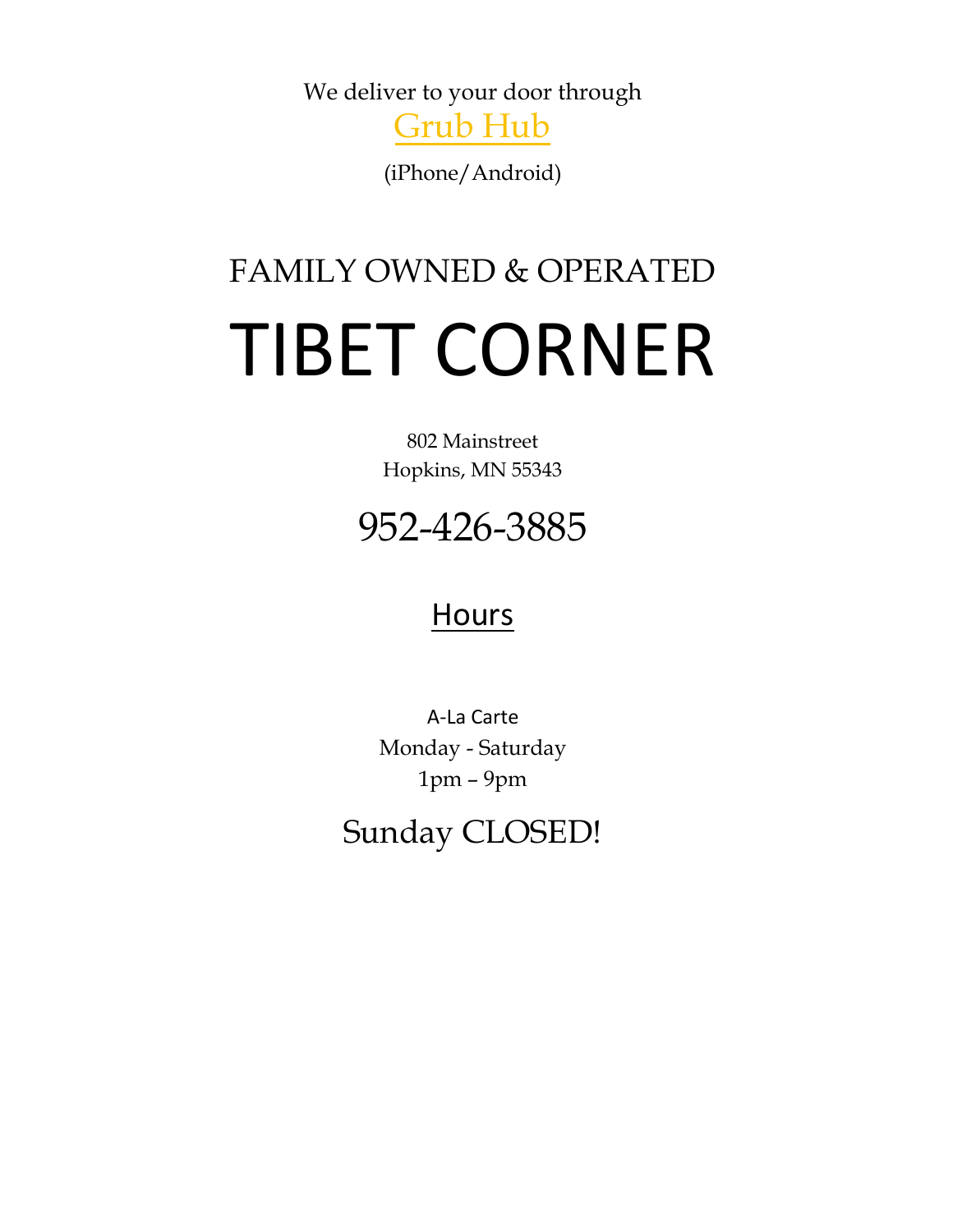We deliver to your door through

[Grub Hub]

(iPhone/Android)

## FAMILY OWNED & OPERATED

# TIBET CORNER

802 Mainstreet
Hopkins, MN 55343

## 952-426-3885

## Hours

A-La Carte
Monday - Saturday
1pm – 9pm

## Sunday CLOSED!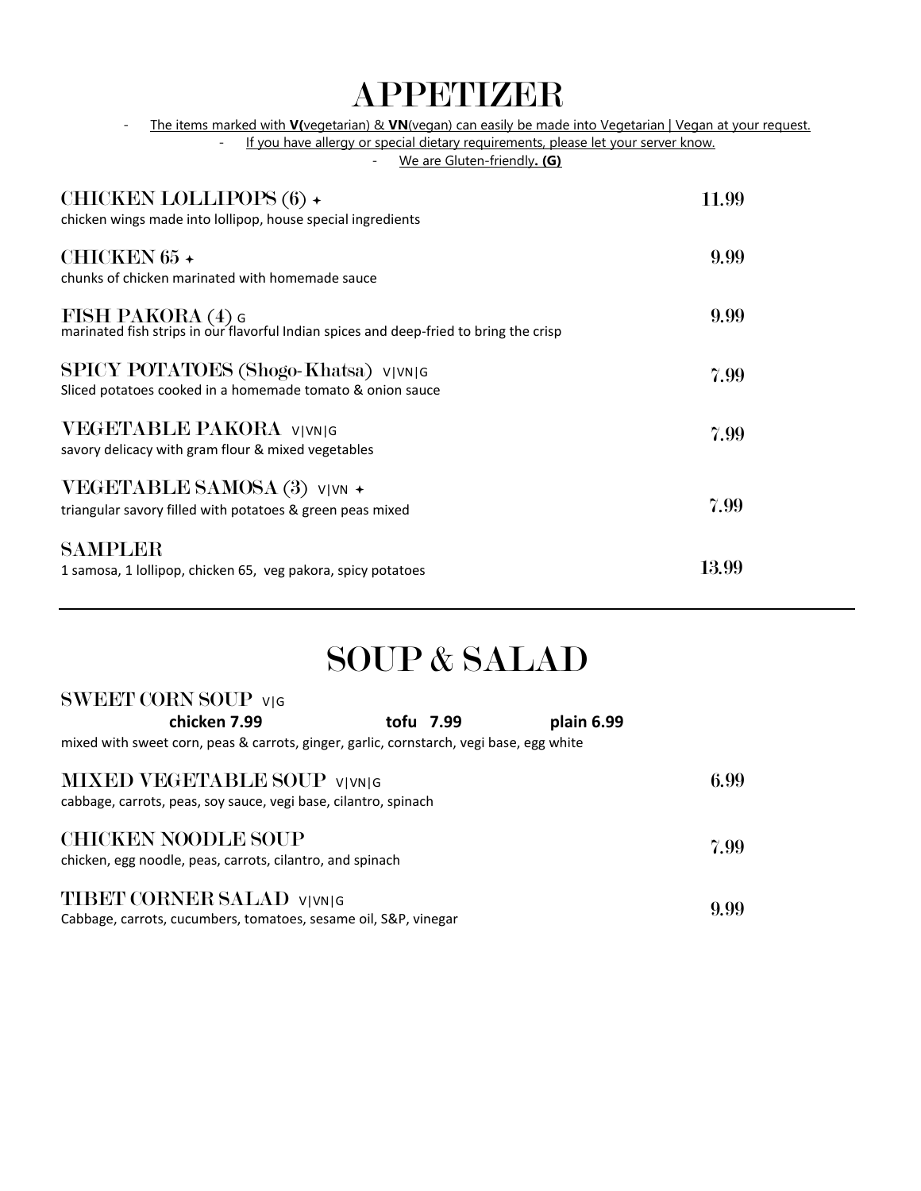# APPETIZER

- The items marked with **V(**vegetarian) & **VN**(vegan) can easily be made into Vegetarian | Vegan at your request.
- If you have allergy or special dietary requirements, please let your server know.
- We are Gluten-friendly**. (G)**

## CHICKEN LOLLIPOPS (6) ✦ — 11.99
chicken wings made into lollipop, house special ingredients

## CHICKEN 65 ✦ — 9.99
chunks of chicken marinated with homemade sauce

## FISH PAKORA (4) G — 9.99
marinated fish strips in our flavorful Indian spices and deep-fried to bring the crisp

## SPICY POTATOES (Shogo-Khatsa) V|VN|G — 7.99
Sliced potatoes cooked in a homemade tomato & onion sauce

## VEGETABLE PAKORA V|VN|G — 7.99
savory delicacy with gram flour & mixed vegetables

## VEGETABLE SAMOSA (3) V|VN ✦ — 7.99
triangular savory filled with potatoes & green peas mixed

## SAMPLER — 13.99
1 samosa, 1 lollipop, chicken 65, veg pakora, spicy potatoes

---

# SOUP & SALAD

## SWEET CORN SOUP V|G
**chicken 7.99** **tofu 7.99** **plain 6.99**

mixed with sweet corn, peas & carrots, ginger, garlic, cornstarch, vegi base, egg white

## MIXED VEGETABLE SOUP V|VN|G — 6.99
cabbage, carrots, peas, soy sauce, vegi base, cilantro, spinach

## CHICKEN NOODLE SOUP — 7.99
chicken, egg noodle, peas, carrots, cilantro, and spinach

## TIBET CORNER SALAD V|VN|G — 9.99
Cabbage, carrots, cucumbers, tomatoes, sesame oil, S&P, vinegar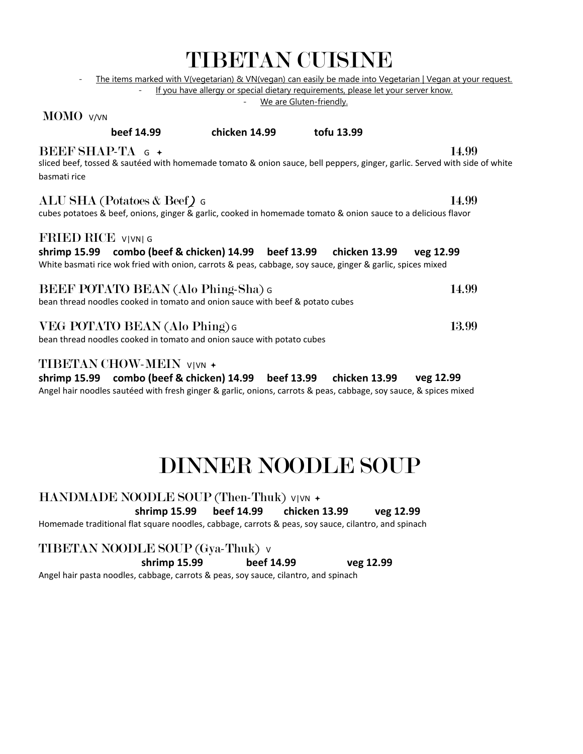# TIBETAN CUISINE

- The items marked with V(vegetarian) & VN(vegan) can easily be made into Vegetarian | Vegan at your request.
- If you have allergy or special dietary requirements, please let your server know.
- We are Gluten-friendly.

### MOMO V/VN

**beef 14.99** **chicken 14.99** **tofu 13.99**

### BEEF SHAP-TA G ✦ 14.99

sliced beef, tossed & sautéed with homemade tomato & onion sauce, bell peppers, ginger, garlic. Served with side of white basmati rice

### ALU SHA (Potatoes & Beef) G 14.99

cubes potatoes & beef, onions, ginger & garlic, cooked in homemade tomato & onion sauce to a delicious flavor

### FRIED RICE V|VN| G

**shrimp 15.99** **combo (beef & chicken) 14.99** **beef 13.99** **chicken 13.99** **veg 12.99**

White basmati rice wok fried with onion, carrots & peas, cabbage, soy sauce, ginger & garlic, spices mixed

### BEEF POTATO BEAN (Alo Phing-Sha) G 14.99

bean thread noodles cooked in tomato and onion sauce with beef & potato cubes

### VEG POTATO BEAN (Alo Phing) G 13.99

bean thread noodles cooked in tomato and onion sauce with potato cubes

### TIBETAN CHOW-MEIN V|VN ✦

**shrimp 15.99** **combo (beef & chicken) 14.99** **beef 13.99** **chicken 13.99** **veg 12.99**

Angel hair noodles sautéed with fresh ginger & garlic, onions, carrots & peas, cabbage, soy sauce, & spices mixed

# DINNER NOODLE SOUP

### HANDMADE NOODLE SOUP (Then-Thuk) V|VN ✦

**shrimp 15.99** **beef 14.99** **chicken 13.99** **veg 12.99**

Homemade traditional flat square noodles, cabbage, carrots & peas, soy sauce, cilantro, and spinach

### TIBETAN NOODLE SOUP (Gya-Thuk) V

**shrimp 15.99** **beef 14.99** **veg 12.99**

Angel hair pasta noodles, cabbage, carrots & peas, soy sauce, cilantro, and spinach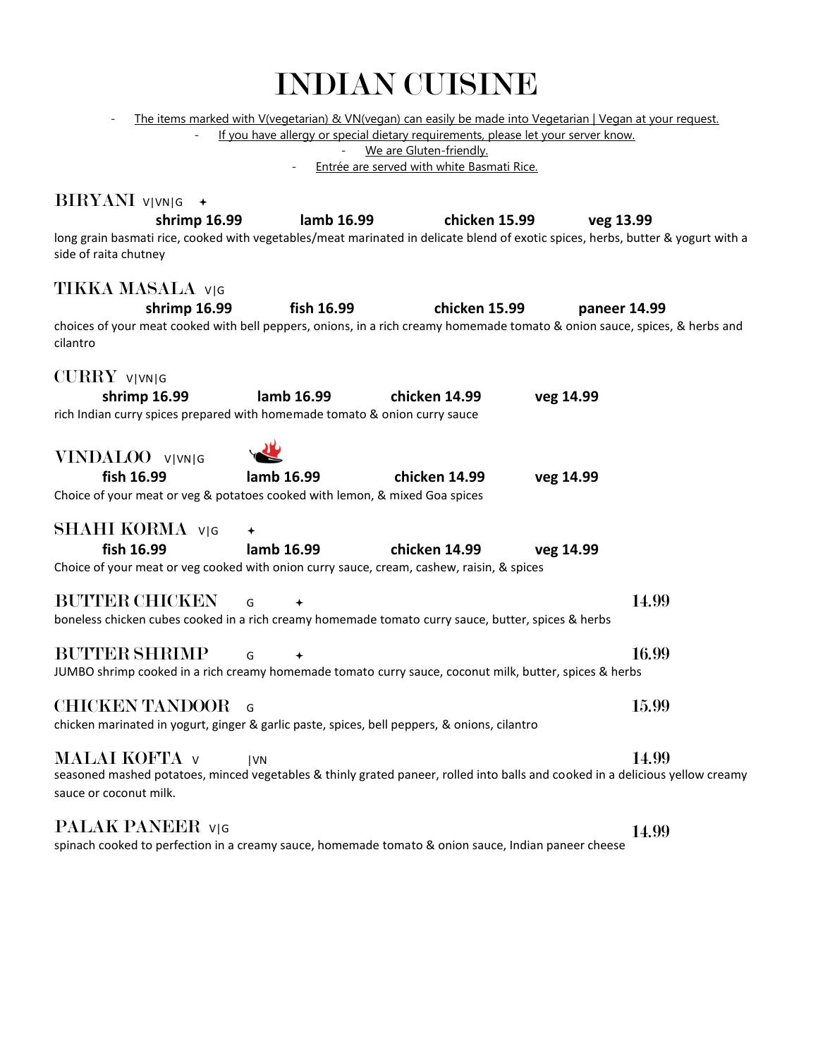# INDIAN CUISINE

- The items marked with V(vegetarian) & VN(vegan) can easily be made into Vegetarian | Vegan at your request.
- If you have allergy or special dietary requirements, please let your server know.
- We are Gluten-friendly.
- Entrée are served with white Basmati Rice.

## BIRYANI V|VN|G ✦

**shrimp 16.99** **lamb 16.99** **chicken 15.99** **veg 13.99**

long grain basmati rice, cooked with vegetables/meat marinated in delicate blend of exotic spices, herbs, butter & yogurt with a side of raita chutney

## TIKKA MASALA V|G

**shrimp 16.99** **fish 16.99** **chicken 15.99** **paneer 14.99**

choices of your meat cooked with bell peppers, onions, in a rich creamy homemade tomato & onion sauce, spices, & herbs and cilantro

## CURRY V|VN|G

**shrimp 16.99** **lamb 16.99** **chicken 14.99** **veg 14.99**

rich Indian curry spices prepared with homemade tomato & onion curry sauce

## VINDALOO V|VN|G

**fish 16.99** **lamb 16.99** **chicken 14.99** **veg 14.99**

Choice of your meat or veg & potatoes cooked with lemon, & mixed Goa spices

## SHAHI KORMA V|G ✦

**fish 16.99** **lamb 16.99** **chicken 14.99** **veg 14.99**

Choice of your meat or veg cooked with onion curry sauce, cream, cashew, raisin, & spices

## BUTTER CHICKEN G ✦ 14.99

boneless chicken cubes cooked in a rich creamy homemade tomato curry sauce, butter, spices & herbs

## BUTTER SHRIMP G ✦ 16.99

JUMBO shrimp cooked in a rich creamy homemade tomato curry sauce, coconut milk, butter, spices & herbs

## CHICKEN TANDOOR G 15.99

chicken marinated in yogurt, ginger & garlic paste, spices, bell peppers, & onions, cilantro

## MALAI KOFTA V |VN 14.99

seasoned mashed potatoes, minced vegetables & thinly grated paneer, rolled into balls and cooked in a delicious yellow creamy sauce or coconut milk.

## PALAK PANEER V|G 14.99

spinach cooked to perfection in a creamy sauce, homemade tomato & onion sauce, Indian paneer cheese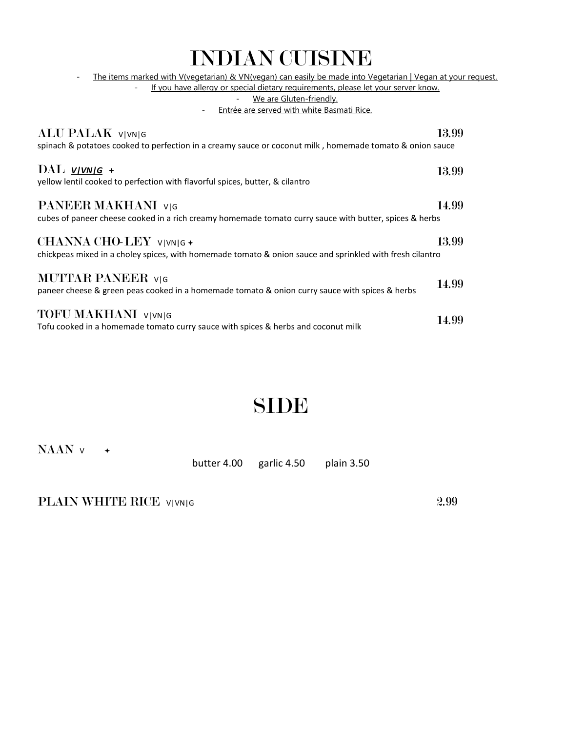# INDIAN CUISINE

- The items marked with V(vegetarian) & VN(vegan) can easily be made into Vegetarian | Vegan at your request.
- If you have allergy or special dietary requirements, please let your server know.
- We are Gluten-friendly.
- Entrée are served with white Basmati Rice.

**ALU PALAK** V|VN|G — 13.99
spinach & potatoes cooked to perfection in a creamy sauce or coconut milk , homemade tomato & onion sauce

**DAL** ***V|VN|G*** ✦ — 13.99
yellow lentil cooked to perfection with flavorful spices, butter, & cilantro

**PANEER MAKHANI** V|G — 14.99
cubes of paneer cheese cooked in a rich creamy homemade tomato curry sauce with butter, spices & herbs

**CHANNA CHO-LEY** V|VN|G ✦ — 13.99
chickpeas mixed in a choley spices, with homemade tomato & onion sauce and sprinkled with fresh cilantro

**MUTTAR PANEER** V|G — 14.99
paneer cheese & green peas cooked in a homemade tomato & onion curry sauce with spices & herbs

**TOFU MAKHANI** V|VN|G — 14.99
Tofu cooked in a homemade tomato curry sauce with spices & herbs and coconut milk

# SIDE

**NAAN** V ✦
butter 4.00 garlic 4.50 plain 3.50

**PLAIN WHITE RICE** V|VN|G — 2.99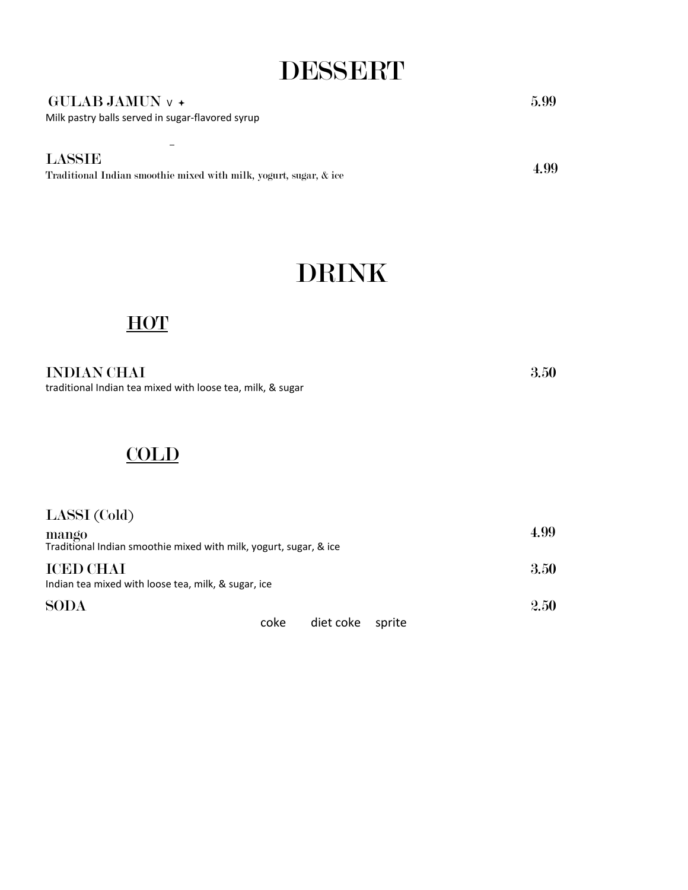# DESSERT

**GULAB JAMUN** V ✦ **5.99**
Milk pastry balls served in sugar-flavored syrup

_

**LASSIE** **4.99**
Traditional Indian smoothie mixed with milk, yogurt, sugar, & ice

# DRINK

## HOT

**INDIAN CHAI** **3.50**
traditional Indian tea mixed with loose tea, milk, & sugar

## COLD

**LASSI (Cold)**
mango **4.99**
Traditional Indian smoothie mixed with milk, yogurt, sugar, & ice

**ICED CHAI** **3.50**
Indian tea mixed with loose tea, milk, & sugar, ice

**SODA** **2.50**
coke diet coke sprite